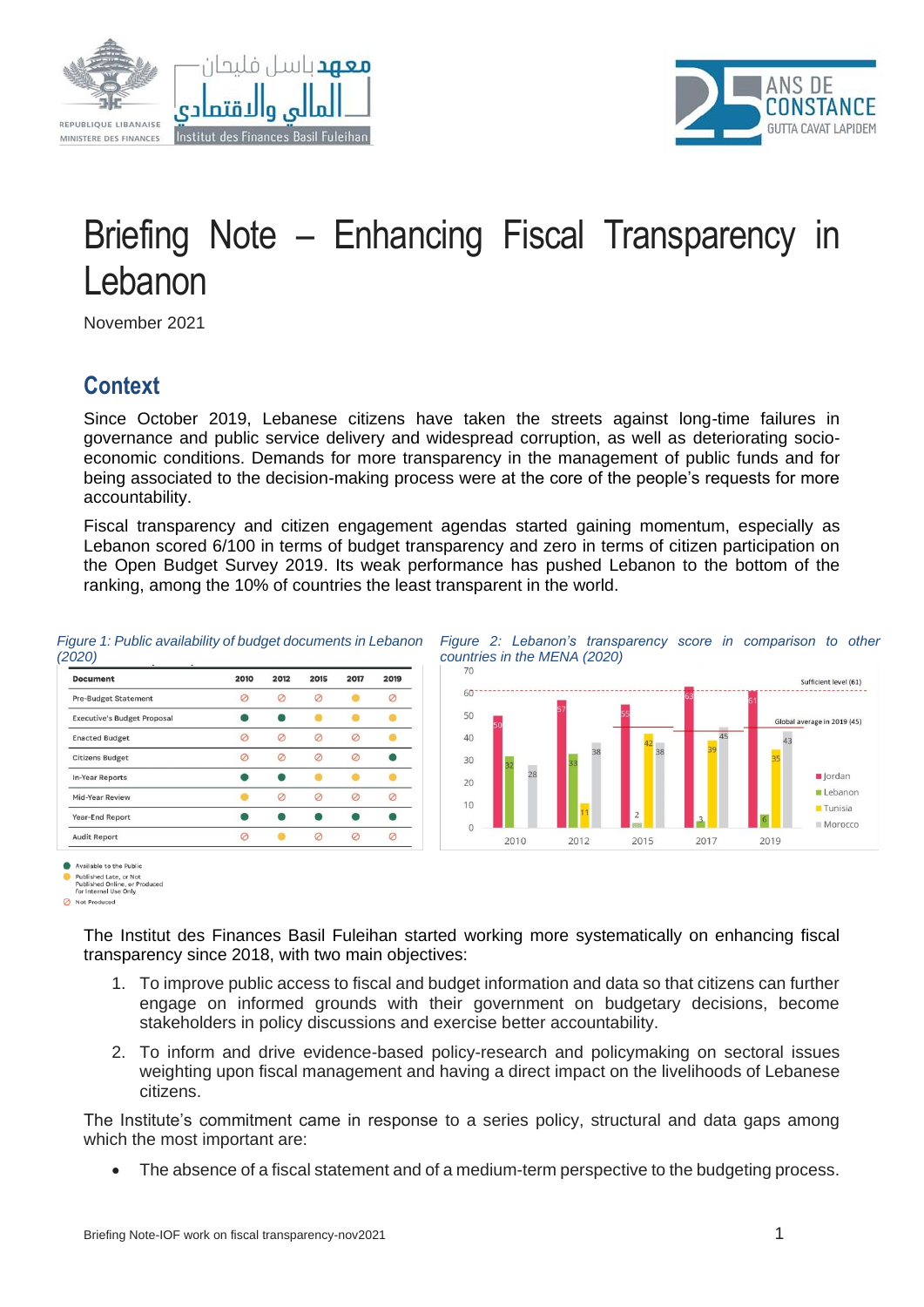# Briefing Note – Enhancing Fiscal Transparency in Lebanon

November 2021

## Context

Since October 2019, Lebanese citizens have taken the streets against long-time failures in governance and public service delivery and widespread corruption, as well as deteriorating socio-economic conditions. Demands for more transparency in the management of public funds and for being associated to the decision-making process were at the core of the people's requests for more accountability.

Fiscal transparency and citizen engagement agendas started gaining momentum, especially as Lebanon scored 6/100 in terms of budget transparency and zero in terms of citizen participation on the Open Budget Survey 2019. Its weak performance has pushed Lebanon to the bottom of the ranking, among the 10% of countries the least transparent in the world.

*Figure 1: Public availability of budget documents in Lebanon (2020)*

| Document | 2010 | 2012 | 2015 | 2017 | 2019 |
|---|---|---|---|---|---|
| Pre-Budget Statement | Not Produced | Not Produced | Not Produced | Published Late / Not Online / Internal Use | Not Produced |
| Executive's Budget Proposal | Available | Available | Published Late / Not Online / Internal Use | Published Late / Not Online / Internal Use | Published Late / Not Online / Internal Use |
| Enacted Budget | Not Produced | Not Produced | Not Produced | Not Produced | Published Late / Not Online / Internal Use |
| Citizens Budget | Not Produced | Not Produced | Not Produced | Not Produced | Available |
| In-Year Reports | Available | Available | Published Late / Not Online / Internal Use | Published Late / Not Online / Internal Use | Published Late / Not Online / Internal Use |
| Mid-Year Review | Published Late / Not Online / Internal Use | Not Produced | Not Produced | Not Produced | Not Produced |
| Year-End Report | Available | Available | Available | Available | Available |
| Audit Report | Not Produced | Published Late / Not Online / Internal Use | Not Produced | Not Produced | Not Produced |

Legend: Available to the Public; Published Late, or Not Published Online, or Produced for Internal Use Only; Not Produced

*Figure 2: Lebanon's transparency score in comparison to other countries in the MENA (2020)*

| Year | Jordan | Lebanon | Tunisia | Morocco |
|---|---|---|---|---|
| 2010 | 50 | 32 | | 28 |
| 2012 | 57 | 33 | 11 | 38 |
| 2015 | 55 | 2 | 42 | 38 |
| 2017 | 63 | 3 | 39 | 45 |
| 2019 | 61 | 6 | 35 | 43 |

Sufficient level (61); Global average in 2019 (45)

The Institut des Finances Basil Fuleihan started working more systematically on enhancing fiscal transparency since 2018, with two main objectives:

1. To improve public access to fiscal and budget information and data so that citizens can further engage on informed grounds with their government on budgetary decisions, become stakeholders in policy discussions and exercise better accountability.
2. To inform and drive evidence-based policy-research and policymaking on sectoral issues weighting upon fiscal management and having a direct impact on the livelihoods of Lebanese citizens.

The Institute's commitment came in response to a series policy, structural and data gaps among which the most important are:

- The absence of a fiscal statement and of a medium-term perspective to the budgeting process.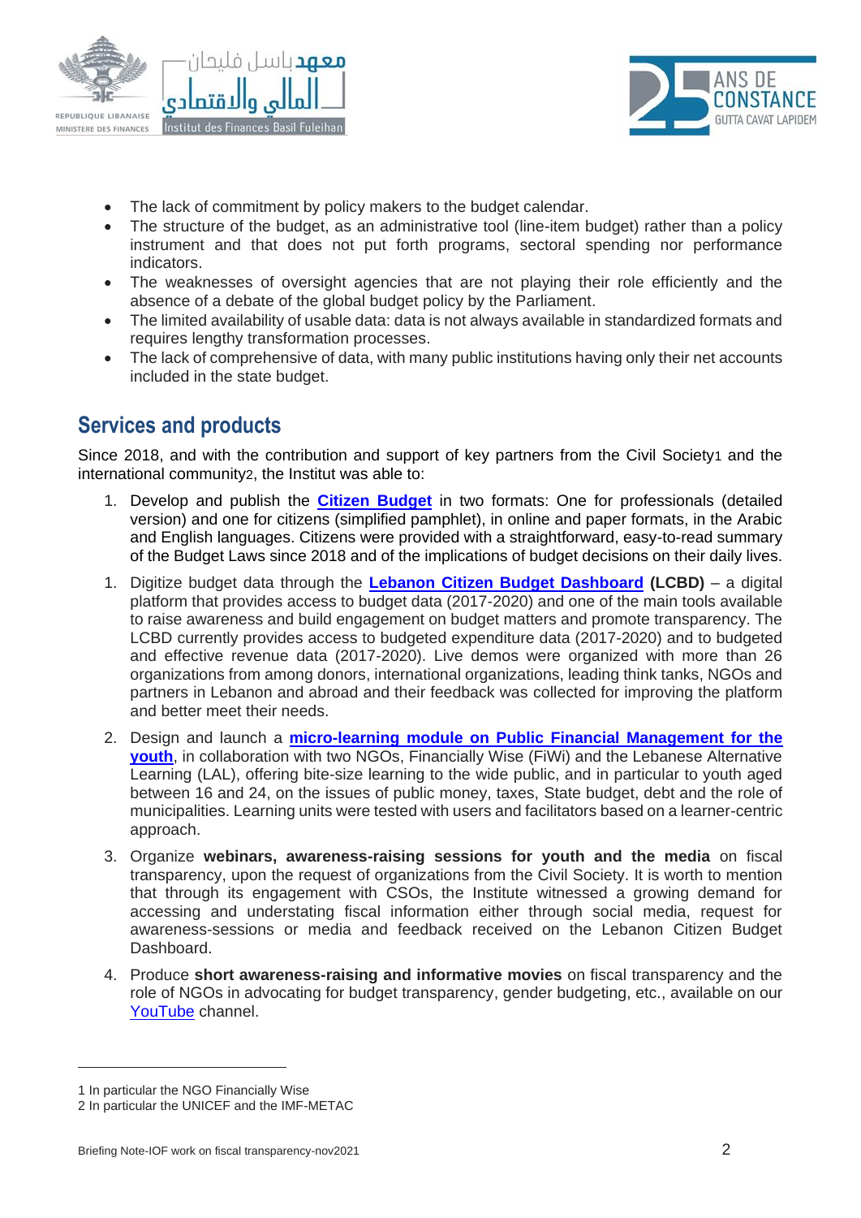- The lack of commitment by policy makers to the budget calendar.
- The structure of the budget, as an administrative tool (line-item budget) rather than a policy instrument and that does not put forth programs, sectoral spending nor performance indicators.
- The weaknesses of oversight agencies that are not playing their role efficiently and the absence of a debate of the global budget policy by the Parliament.
- The limited availability of usable data: data is not always available in standardized formats and requires lengthy transformation processes.
- The lack of comprehensive of data, with many public institutions having only their net accounts included in the state budget.

## Services and products

Since 2018, and with the contribution and support of key partners from the Civil Society[1] and the international community[2], the Institut was able to:

1. Develop and publish the **Citizen Budget** in two formats: One for professionals (detailed version) and one for citizens (simplified pamphlet), in online and paper formats, in the Arabic and English languages. Citizens were provided with a straightforward, easy-to-read summary of the Budget Laws since 2018 and of the implications of budget decisions on their daily lives.

1. Digitize budget data through the **Lebanon Citizen Budget Dashboard** **(LCBD)** – a digital platform that provides access to budget data (2017-2020) and one of the main tools available to raise awareness and build engagement on budget matters and promote transparency. The LCBD currently provides access to budgeted expenditure data (2017-2020) and to budgeted and effective revenue data (2017-2020). Live demos were organized with more than 26 organizations from among donors, international organizations, leading think tanks, NGOs and partners in Lebanon and abroad and their feedback was collected for improving the platform and better meet their needs.

2. Design and launch a **micro-learning module on Public Financial Management for the youth**, in collaboration with two NGOs, Financially Wise (FiWi) and the Lebanese Alternative Learning (LAL), offering bite-size learning to the wide public, and in particular to youth aged between 16 and 24, on the issues of public money, taxes, State budget, debt and the role of municipalities. Learning units were tested with users and facilitators based on a learner-centric approach.

3. Organize **webinars, awareness-raising sessions for youth and the media** on fiscal transparency, upon the request of organizations from the Civil Society. It is worth to mention that through its engagement with CSOs, the Institute witnessed a growing demand for accessing and understating fiscal information either through social media, request for awareness-sessions or media and feedback received on the Lebanon Citizen Budget Dashboard.

4. Produce **short awareness-raising and informative movies** on fiscal transparency and the role of NGOs in advocating for budget transparency, gender budgeting, etc., available on our YouTube channel.

---

1 In particular the NGO Financially Wise

2 In particular the UNICEF and the IMF-METAC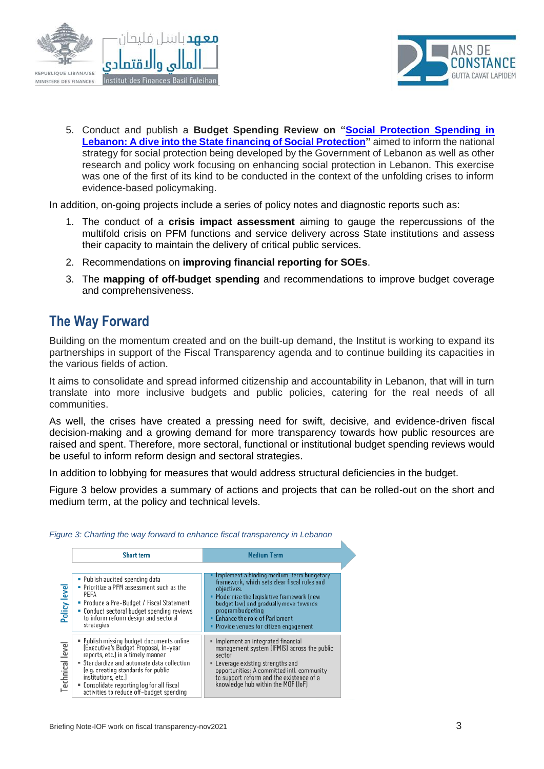5. Conduct and publish a **Budget Spending Review on "Social Protection Spending in Lebanon: A dive into the State financing of Social Protection"** aimed to inform the national strategy for social protection being developed by the Government of Lebanon as well as other research and policy work focusing on enhancing social protection in Lebanon. This exercise was one of the first of its kind to be conducted in the context of the unfolding crises to inform evidence-based policymaking.

In addition, on-going projects include a series of policy notes and diagnostic reports such as:

1. The conduct of a **crisis impact assessment** aiming to gauge the repercussions of the multifold crisis on PFM functions and service delivery across State institutions and assess their capacity to maintain the delivery of critical public services.
2. Recommendations on **improving financial reporting for SOEs**.
3. The **mapping of off-budget spending** and recommendations to improve budget coverage and comprehensiveness.

## The Way Forward

Building on the momentum created and on the built-up demand, the Institut is working to expand its partnerships in support of the Fiscal Transparency agenda and to continue building its capacities in the various fields of action.

It aims to consolidate and spread informed citizenship and accountability in Lebanon, that will in turn translate into more inclusive budgets and public policies, catering for the real needs of all communities.

As well, the crises have created a pressing need for swift, decisive, and evidence-driven fiscal decision-making and a growing demand for more transparency towards how public resources are raised and spent. Therefore, more sectoral, functional or institutional budget spending reviews would be useful to inform reform design and sectoral strategies.

In addition to lobbying for measures that would address structural deficiencies in the budget.

Figure 3 below provides a summary of actions and projects that can be rolled-out on the short and medium term, at the policy and technical levels.

*Figure 3: Charting the way forward to enhance fiscal transparency in Lebanon*

| | Short term | Medium Term |
|---|---|---|
| **Policy level** | ▪ Publish audited spending data<br>▪ Prioritize a PFM assessment such as the PEFA<br>▪ Produce a Pre-Budget / Fiscal Statement<br>▪ Conduct sectoral budget spending reviews to inform reform design and sectoral strategies | ▪ Implement a binding medium-term budgetary framework, which sets clear fiscal rules and objectives.<br>▪ Modernize the legislative framework (new budget law) and gradually move towards program budgeting<br>▪ Enhance the role of Parliament<br>▪ Provide venues for citizen engagement |
| **Technical level** | ▪ Publish missing budget documents online (Executive's Budget Proposal, In-year reports, etc.) in a timely manner<br>▪ Standardize and automate data collection (e.g. creating standards for public institutions, etc.)<br>▪ Consolidate reporting log for all fiscal activities to reduce off-budget spending | ▪ Implement an integrated financial management system (IFMIS) across the public sector<br>▪ Leverage existing strengths and opportunities: A committed intl. community to support reform and the existence of a knowledge hub within the MOF (IoF) |